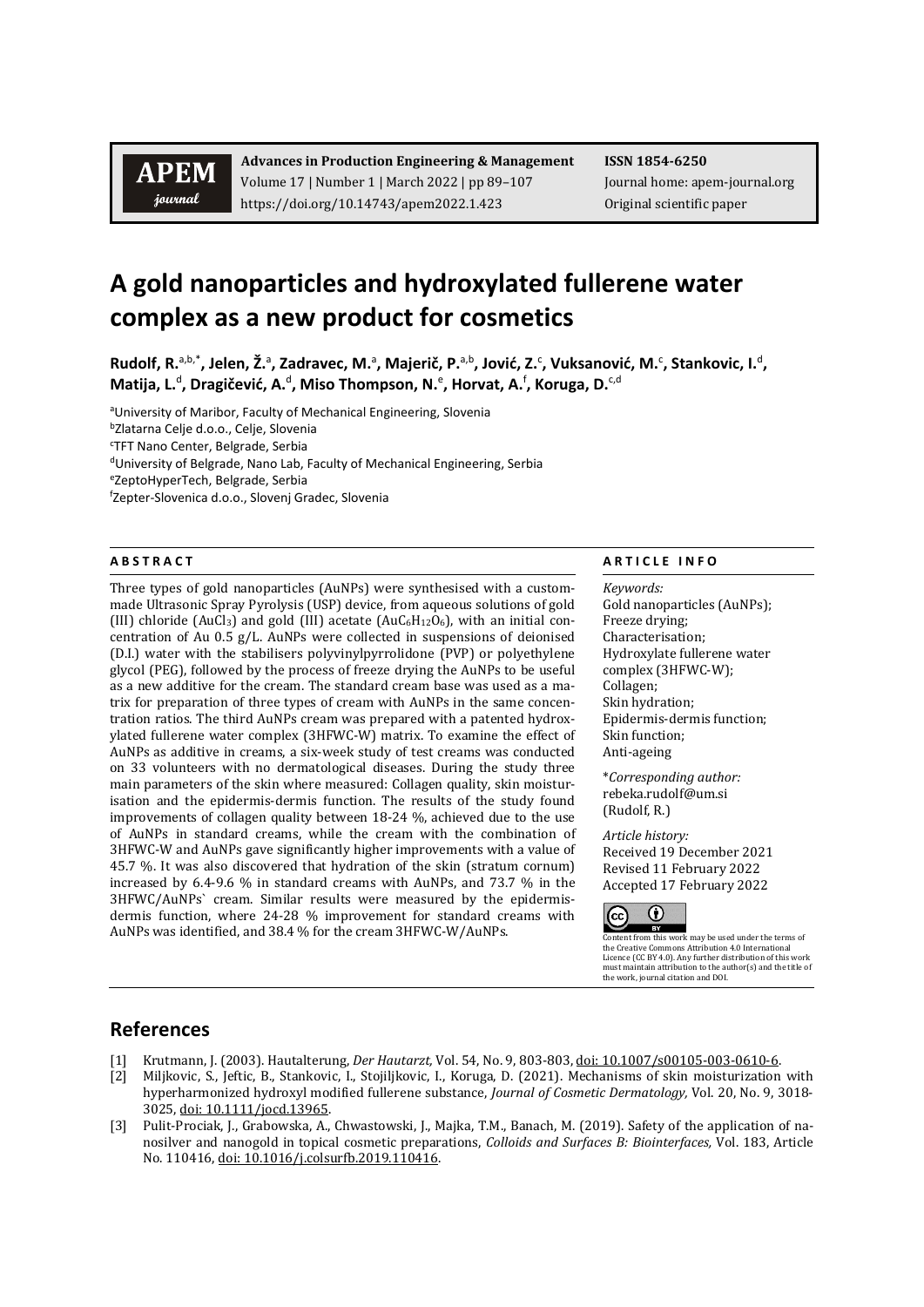# A gold nanoparticles and hydroxylated fullerene water complex as a new product for cosmetics

**Rudolf, R.[a,b,*], Jelen, Ž.[a], Zadravec, M.[a], Majerič, P.[a,b], Jović, Z.[c], Vuksanović, M.[c], Stankovic, I.[d], Matija, L.[d], Dragičević, A.[d], Miso Thompson, N.[e], Horvat, A.[f], Koruga, D.[c,d]**

[a]University of Maribor, Faculty of Mechanical Engineering, Slovenia
[b]Zlatarna Celje d.o.o., Celje, Slovenia
[c]TFT Nano Center, Belgrade, Serbia
[d]University of Belgrade, Nano Lab, Faculty of Mechanical Engineering, Serbia
[e]ZeptoHyperTech, Belgrade, Serbia
[f]Zepter-Slovenica d.o.o., Slovenj Gradec, Slovenia

**A B S T R A C T**

Three types of gold nanoparticles (AuNPs) were synthesised with a custom-made Ultrasonic Spray Pyrolysis (USP) device, from aqueous solutions of gold (III) chloride ($AuCl_3$) and gold (III) acetate ($AuC_6H_{12}O_6$), with an initial concentration of Au 0.5 g/L. AuNPs were collected in suspensions of deionised (D.I.) water with the stabilisers polyvinylpyrrolidone (PVP) or polyethylene glycol (PEG), followed by the process of freeze drying the AuNPs to be useful as a new additive for the cream. The standard cream base was used as a matrix for preparation of three types of cream with AuNPs in the same concentration ratios. The third AuNPs cream was prepared with a patented hydroxylated fullerene water complex (3HFWC-W) matrix. To examine the effect of AuNPs as additive in creams, a six-week study of test creams was conducted on 33 volunteers with no dermatological diseases. During the study three main parameters of the skin where measured: Collagen quality, skin moisturisation and the epidermis-dermis function. The results of the study found improvements of collagen quality between 18-24 %, achieved due to the use of AuNPs in standard creams, while the cream with the combination of 3HFWC-W and AuNPs gave significantly higher improvements with a value of 45.7 %. It was also discovered that hydration of the skin (stratum cornum) increased by 6.4-9.6 % in standard creams with AuNPs, and 73.7 % in the 3HFWC/AuNPs` cream. Similar results were measured by the epidermis-dermis function, where 24-28 % improvement for standard creams with AuNPs was identified, and 38.4 % for the cream 3HFWC-W/AuNPs.

**A R T I C L E I N F O**

*Keywords:*
Gold nanoparticles (AuNPs);
Freeze drying;
Characterisation;
Hydroxylate fullerene water complex (3HFWC-W);
Collagen;
Skin hydration;
Epidermis-dermis function;
Skin function;
Anti-ageing

*Corresponding author:
rebeka.rudolf@um.si
(Rudolf, R.)

*Article history:*
Received 19 December 2021
Revised 11 February 2022
Accepted 17 February 2022

Content from this work may be used under the terms of the Creative Commons Attribution 4.0 International Licence (CC BY 4.0). Any further distribution of this work must maintain attribution to the author(s) and the title of the work, journal citation and DOI.

## References

[1] Krutmann, J. (2003). Hautalterung, *Der Hautarzt,* Vol. 54, No. 9, 803-803, doi: 10.1007/s00105-003-0610-6.

[2] Miljkovic, S., Jeftic, B., Stankovic, I., Stojiljkovic, I., Koruga, D. (2021). Mechanisms of skin moisturization with hyperharmonized hydroxyl modified fullerene substance, *Journal of Cosmetic Dermatology,* Vol. 20, No. 9, 3018-3025, doi: 10.1111/jocd.13965.

[3] Pulit-Prociak, J., Grabowska, A., Chwastowski, J., Majka, T.M., Banach, M. (2019). Safety of the application of nanosilver and nanogold in topical cosmetic preparations, *Colloids and Surfaces B: Biointerfaces,* Vol. 183, Article No. 110416, doi: 10.1016/j.colsurfb.2019.110416.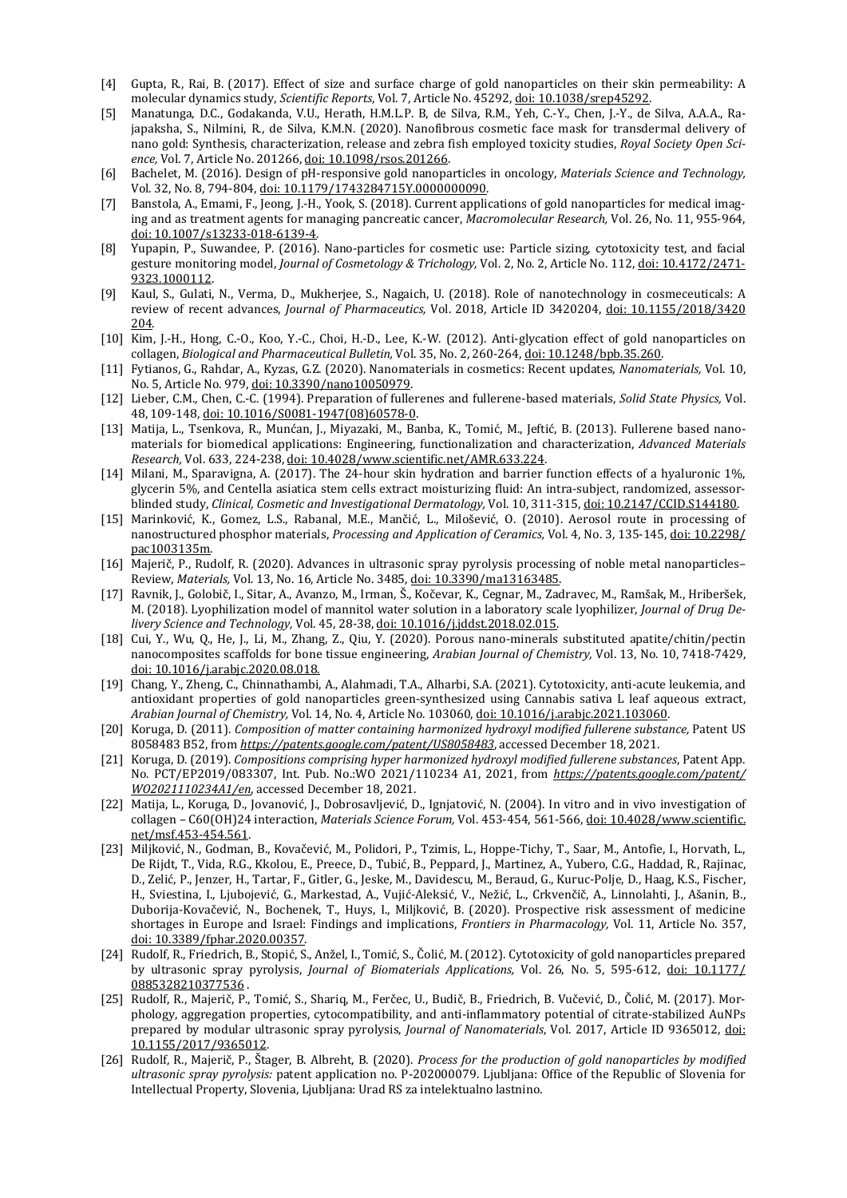[4] Gupta, R., Rai, B. (2017). Effect of size and surface charge of gold nanoparticles on their skin permeability: A molecular dynamics study, *Scientific Reports*, Vol. 7, Article No. 45292, doi: 10.1038/srep45292.

[5] Manatunga, D.C., Godakanda, V.U., Herath, H.M.L.P. B, de Silva, R.M., Yeh, C.-Y., Chen, J.-Y., de Silva, A.A.A., Rajapaksha, S., Nilmini, R., de Silva, K.M.N. (2020). Nanofibrous cosmetic face mask for transdermal delivery of nano gold: Synthesis, characterization, release and zebra fish employed toxicity studies, *Royal Society Open Science*, Vol. 7, Article No. 201266, doi: 10.1098/rsos.201266.

[6] Bachelet, M. (2016). Design of pH-responsive gold nanoparticles in oncology, *Materials Science and Technology*, Vol. 32, No. 8, 794-804, doi: 10.1179/1743284715Y.0000000090.

[7] Banstola, A., Emami, F., Jeong, J.-H., Yook, S. (2018). Current applications of gold nanoparticles for medical imaging and as treatment agents for managing pancreatic cancer, *Macromolecular Research*, Vol. 26, No. 11, 955-964, doi: 10.1007/s13233-018-6139-4.

[8] Yupapin, P., Suwandee, P. (2016). Nano-particles for cosmetic use: Particle sizing, cytotoxicity test, and facial gesture monitoring model, *Journal of Cosmetology & Trichology*, Vol. 2, No. 2, Article No. 112, doi: 10.4172/2471-9323.1000112.

[9] Kaul, S., Gulati, N., Verma, D., Mukherjee, S., Nagaich, U. (2018). Role of nanotechnology in cosmeceuticals: A review of recent advances, *Journal of Pharmaceutics*, Vol. 2018, Article ID 3420204, doi: 10.1155/2018/3420204.

[10] Kim, J.-H., Hong, C.-O., Koo, Y.-C., Choi, H.-D., Lee, K.-W. (2012). Anti-glycation effect of gold nanoparticles on collagen, *Biological and Pharmaceutical Bulletin*, Vol. 35, No. 2, 260-264, doi: 10.1248/bpb.35.260.

[11] Fytianos, G., Rahdar, A., Kyzas, G.Z. (2020). Nanomaterials in cosmetics: Recent updates, *Nanomaterials*, Vol. 10, No. 5, Article No. 979, doi: 10.3390/nano10050979.

[12] Lieber, C.M., Chen, C.-C. (1994). Preparation of fullerenes and fullerene-based materials, *Solid State Physics*, Vol. 48, 109-148, doi: 10.1016/S0081-1947(08)60578-0.

[13] Matija, L., Tsenkova, R., Munćan, J., Miyazaki, M., Banba, K., Tomić, M., Jeftić, B. (2013). Fullerene based nanomaterials for biomedical applications: Engineering, functionalization and characterization, *Advanced Materials Research*, Vol. 633, 224-238, doi: 10.4028/www.scientific.net/AMR.633.224.

[14] Milani, M., Sparavigna, A. (2017). The 24-hour skin hydration and barrier function effects of a hyaluronic 1%, glycerin 5%, and Centella asiatica stem cells extract moisturizing fluid: An intra-subject, randomized, assessor-blinded study, *Clinical, Cosmetic and Investigational Dermatology*, Vol. 10, 311-315, doi: 10.2147/CCID.S144180.

[15] Marinković, K., Gomez, L.S., Rabanal, M.E., Mančić, L., Milošević, O. (2010). Aerosol route in processing of nanostructured phosphor materials, *Processing and Application of Ceramics*, Vol. 4, No. 3, 135-145, doi: 10.2298/pac1003135m.

[16] Majerič, P., Rudolf, R. (2020). Advances in ultrasonic spray pyrolysis processing of noble metal nanoparticles–Review, *Materials*, Vol. 13, No. 16, Article No. 3485, doi: 10.3390/ma13163485.

[17] Ravnik, J., Golobič, I., Sitar, A., Avanzo, M., Irman, Š., Kočevar, K., Cegnar, M., Zadravec, M., Ramšak, M., Hriberšek, M. (2018). Lyophilization model of mannitol water solution in a laboratory scale lyophilizer, *Journal of Drug Delivery Science and Technology*, Vol. 45, 28-38, doi: 10.1016/j.jddst.2018.02.015.

[18] Cui, Y., Wu, Q., He, J., Li, M., Zhang, Z., Qiu, Y. (2020). Porous nano-minerals substituted apatite/chitin/pectin nanocomposites scaffolds for bone tissue engineering, *Arabian Journal of Chemistry*, Vol. 13, No. 10, 7418-7429, doi: 10.1016/j.arabjc.2020.08.018.

[19] Chang, Y., Zheng, C., Chinnathambi, A., Alahmadi, T.A., Alharbi, S.A. (2021). Cytotoxicity, anti-acute leukemia, and antioxidant properties of gold nanoparticles green-synthesized using Cannabis sativa L leaf aqueous extract, *Arabian Journal of Chemistry*, Vol. 14, No. 4, Article No. 103060, doi: 10.1016/j.arabjc.2021.103060.

[20] Koruga, D. (2011). *Composition of matter containing harmonized hydroxyl modified fullerene substance*, Patent US 8058483 B52, from *https://patents.google.com/patent/US8058483*, accessed December 18, 2021.

[21] Koruga, D. (2019). *Compositions comprising hyper harmonized hydroxyl modified fullerene substances*, Patent App. No. PCT/EP2019/083307, Int. Pub. No.:WO 2021/110234 A1, 2021, from *https://patents.google.com/patent/WO2021110234A1/en*, accessed December 18, 2021.

[22] Matija, L., Koruga, D., Jovanović, J., Dobrosavljević, D., Ignjatović, N. (2004). In vitro and in vivo investigation of collagen – C60(OH)24 interaction, *Materials Science Forum*, Vol. 453-454, 561-566, doi: 10.4028/www.scientific.net/msf.453-454.561.

[23] Miljković, N., Godman, B., Kovačević, M., Polidori, P., Tzimis, L., Hoppe-Tichy, T., Saar, M., Antofie, I., Horvath, L., De Rijdt, T., Vida, R.G., Kkolou, E., Preece, D., Tubić, B., Peppard, J., Martinez, A., Yubero, C.G., Haddad, R., Rajinac, D., Zelić, P., Jenzer, H., Tartar, F., Gitler, G., Jeske, M., Davidescu, M., Beraud, G., Kuruc-Polje, D., Haag, K.S., Fischer, H., Sviestina, I., Ljubojević, G., Markestad, A., Vujić-Aleksić, V., Nežić, L., Crkvenčič, A., Linnolahti, J., Ašanin, B., Duborija-Kovačević, N., Bochenek, T., Huys, I., Miljković, B. (2020). Prospective risk assessment of medicine shortages in Europe and Israel: Findings and implications, *Frontiers in Pharmacology*, Vol. 11, Article No. 357, doi: 10.3389/fphar.2020.00357.

[24] Rudolf, R., Friedrich, B., Stopić, S., Anžel, I., Tomić, S., Čolić, M. (2012). Cytotoxicity of gold nanoparticles prepared by ultrasonic spray pyrolysis, *Journal of Biomaterials Applications*, Vol. 26, No. 5, 595-612, doi: 10.1177/0885328210377536 .

[25] Rudolf, R., Majerič, P., Tomić, S., Shariq, M., Ferčec, U., Budič, B., Friedrich, B. Vučević, D., Čolić, M. (2017). Morphology, aggregation properties, cytocompatibility, and anti-inflammatory potential of citrate-stabilized AuNPs prepared by modular ultrasonic spray pyrolysis, *Journal of Nanomaterials*, Vol. 2017, Article ID 9365012, doi: 10.1155/2017/9365012.

[26] Rudolf, R., Majerič, P., Štager, B. Albreht, B. (2020). *Process for the production of gold nanoparticles by modified ultrasonic spray pyrolysis:* patent application no. P-202000079. Ljubljana: Office of the Republic of Slovenia for Intellectual Property, Slovenia, Ljubljana: Urad RS za intelektualno lastnino.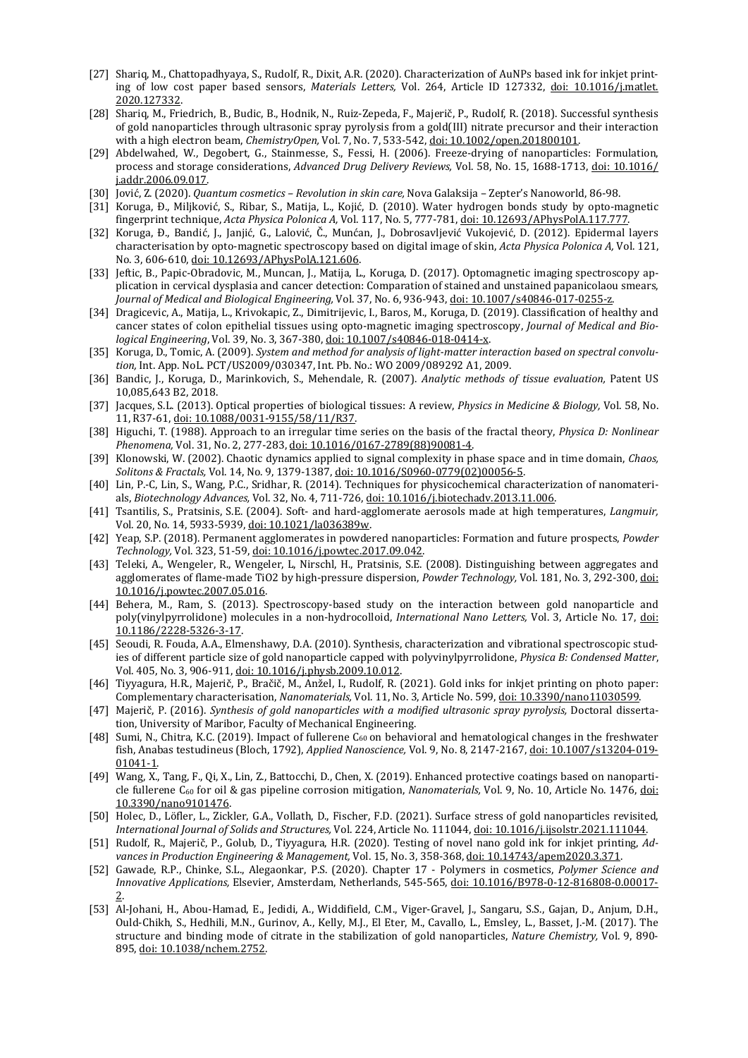[27] Shariq, M., Chattopadhyaya, S., Rudolf, R., Dixit, A.R. (2020). Characterization of AuNPs based ink for inkjet printing of low cost paper based sensors, *Materials Letters,* Vol. 264, Article ID 127332, doi: 10.1016/j.matlet.2020.127332.

[28] Shariq, M., Friedrich, B., Budic, B., Hodnik, N., Ruiz-Zepeda, F., Majerič, P., Rudolf, R. (2018). Successful synthesis of gold nanoparticles through ultrasonic spray pyrolysis from a gold(III) nitrate precursor and their interaction with a high electron beam, *ChemistryOpen,* Vol. 7, No. 7, 533-542, doi: 10.1002/open.201800101.

[29] Abdelwahed, W., Degobert, G., Stainmesse, S., Fessi, H. (2006). Freeze-drying of nanoparticles: Formulation, process and storage considerations, *Advanced Drug Delivery Reviews,* Vol. 58, No. 15, 1688-1713, doi: 10.1016/j.addr.2006.09.017.

[30] Jović, Z. (2020). *Quantum cosmetics – Revolution in skin care,* Nova Galaksija – Zepter's Nanoworld, 86-98.

[31] Koruga, Đ., Miljković, S., Ribar, S., Matija, L., Kojić, D. (2010). Water hydrogen bonds study by opto-magnetic fingerprint technique, *Acta Physica Polonica A,* Vol. 117, No. 5, 777-781, doi: 10.12693/APhysPolA.117.777.

[32] Koruga, Đ., Bandić, J., Janjić, G., Lalović, Č., Munćan, J., Dobrosavljević Vukojević, D. (2012). Epidermal layers characterisation by opto-magnetic spectroscopy based on digital image of skin, *Acta Physica Polonica A,* Vol. 121, No. 3, 606-610, doi: 10.12693/APhysPolA.121.606.

[33] Jeftic, B., Papic-Obradovic, M., Muncan, J., Matija, L., Koruga, D. (2017). Optomagnetic imaging spectroscopy application in cervical dysplasia and cancer detection: Comparation of stained and unstained papanicolaou smears, *Journal of Medical and Biological Engineering,* Vol. 37, No. 6, 936-943, doi: 10.1007/s40846-017-0255-z.

[34] Dragicevic, A., Matija, L., Krivokapic, Z., Dimitrijevic, I., Baros, M., Koruga, D. (2019). Classification of healthy and cancer states of colon epithelial tissues using opto-magnetic imaging spectroscopy, *Journal of Medical and Biological Engineering,* Vol. 39, No. 3, 367-380, doi: 10.1007/s40846-018-0414-x.

[35] Koruga, D., Tomic, A. (2009). *System and method for analysis of light-matter interaction based on spectral convolution,* Int. App. NoL. PCT/US2009/030347, Int. Pb. No.: WO 2009/089292 A1, 2009.

[36] Bandic, J., Koruga, D., Marinkovich, S., Mehendale, R. (2007). *Analytic methods of tissue evaluation,* Patent US 10,085,643 B2, 2018.

[37] Jacques, S.L. (2013). Optical properties of biological tissues: A review, *Physics in Medicine & Biology,* Vol. 58, No. 11, R37-61, doi: 10.1088/0031-9155/58/11/R37.

[38] Higuchi, T. (1988). Approach to an irregular time series on the basis of the fractal theory, *Physica D: Nonlinear Phenomena,* Vol. 31, No. 2, 277-283, doi: 10.1016/0167-2789(88)90081-4.

[39] Klonowski, W. (2002). Chaotic dynamics applied to signal complexity in phase space and in time domain, *Chaos, Solitons & Fractals,* Vol. 14, No. 9, 1379-1387, doi: 10.1016/S0960-0779(02)00056-5.

[40] Lin, P.-C, Lin, S., Wang, P.C., Sridhar, R. (2014). Techniques for physicochemical characterization of nanomaterials, *Biotechnology Advances,* Vol. 32, No. 4, 711-726, doi: 10.1016/j.biotechadv.2013.11.006.

[41] Tsantilis, S., Pratsinis, S.E. (2004). Soft- and hard-agglomerate aerosols made at high temperatures, *Langmuir,* Vol. 20, No. 14, 5933-5939, doi: 10.1021/la036389w.

[42] Yeap, S.P. (2018). Permanent agglomerates in powdered nanoparticles: Formation and future prospects, *Powder Technology,* Vol. 323, 51-59, doi: 10.1016/j.powtec.2017.09.042.

[43] Teleki, A., Wengeler, R., Wengeler, L, Nirschl, H., Pratsinis, S.E. (2008). Distinguishing between aggregates and agglomerates of flame-made TiO2 by high-pressure dispersion, *Powder Technology,* Vol. 181, No. 3, 292-300, doi: 10.1016/j.powtec.2007.05.016.

[44] Behera, M., Ram, S. (2013). Spectroscopy-based study on the interaction between gold nanoparticle and poly(vinylpyrrolidone) molecules in a non-hydrocolloid, *International Nano Letters,* Vol. 3, Article No. 17, doi: 10.1186/2228-5326-3-17.

[45] Seoudi, R. Fouda, A.A., Elmenshawy, D.A. (2010). Synthesis, characterization and vibrational spectroscopic studies of different particle size of gold nanoparticle capped with polyvinylpyrrolidone, *Physica B: Condensed Matter,* Vol. 405, No. 3, 906-911, doi: 10.1016/j.physb.2009.10.012.

[46] Tiyyagura, H.R., Majerič, P., Bračič, M., Anžel, I., Rudolf, R. (2021). Gold inks for inkjet printing on photo paper: Complementary characterisation, *Nanomaterials,* Vol. 11, No. 3, Article No. 599, doi: 10.3390/nano11030599.

[47] Majerič, P. (2016). *Synthesis of gold nanoparticles with a modified ultrasonic spray pyrolysis,* Doctoral dissertation, University of Maribor, Faculty of Mechanical Engineering.

[48] Sumi, N., Chitra, K.C. (2019). Impact of fullerene $C_{60}$ on behavioral and hematological changes in the freshwater fish, Anabas testudineus (Bloch, 1792), *Applied Nanoscience,* Vol. 9, No. 8, 2147-2167, doi: 10.1007/s13204-019-01041-1.

[49] Wang, X., Tang, F., Qi, X., Lin, Z., Battocchi, D., Chen, X. (2019). Enhanced protective coatings based on nanoparticle fullerene $C_{60}$ for oil & gas pipeline corrosion mitigation, *Nanomaterials,* Vol. 9, No. 10, Article No. 1476, doi: 10.3390/nano9101476.

[50] Holec, D., Löfler, L., Zickler, G.A., Vollath, D., Fischer, F.D. (2021). Surface stress of gold nanoparticles revisited, *International Journal of Solids and Structures,* Vol. 224, Article No. 111044, doi: 10.1016/j.ijsolstr.2021.111044.

[51] Rudolf, R., Majerič, P., Golub, D., Tiyyagura, H.R. (2020). Testing of novel nano gold ink for inkjet printing, *Advances in Production Engineering & Management,* Vol. 15, No. 3, 358-368, doi: 10.14743/apem2020.3.371.

[52] Gawade, R.P., Chinke, S.L., Alegaonkar, P.S. (2020). Chapter 17 - Polymers in cosmetics, *Polymer Science and Innovative Applications,* Elsevier, Amsterdam, Netherlands, 545-565, doi: 10.1016/B978-0-12-816808-0.00017-2.

[53] Al-Johani, H., Abou-Hamad, E., Jedidi, A., Widdifield, C.M., Viger-Gravel, J., Sangaru, S.S., Gajan, D., Anjum, D.H., Ould-Chikh, S., Hedhili, M.N., Gurinov, A., Kelly, M.J., El Eter, M., Cavallo, L., Emsley, L., Basset, J.-M. (2017). The structure and binding mode of citrate in the stabilization of gold nanoparticles, *Nature Chemistry,* Vol. 9, 890-895, doi: 10.1038/nchem.2752.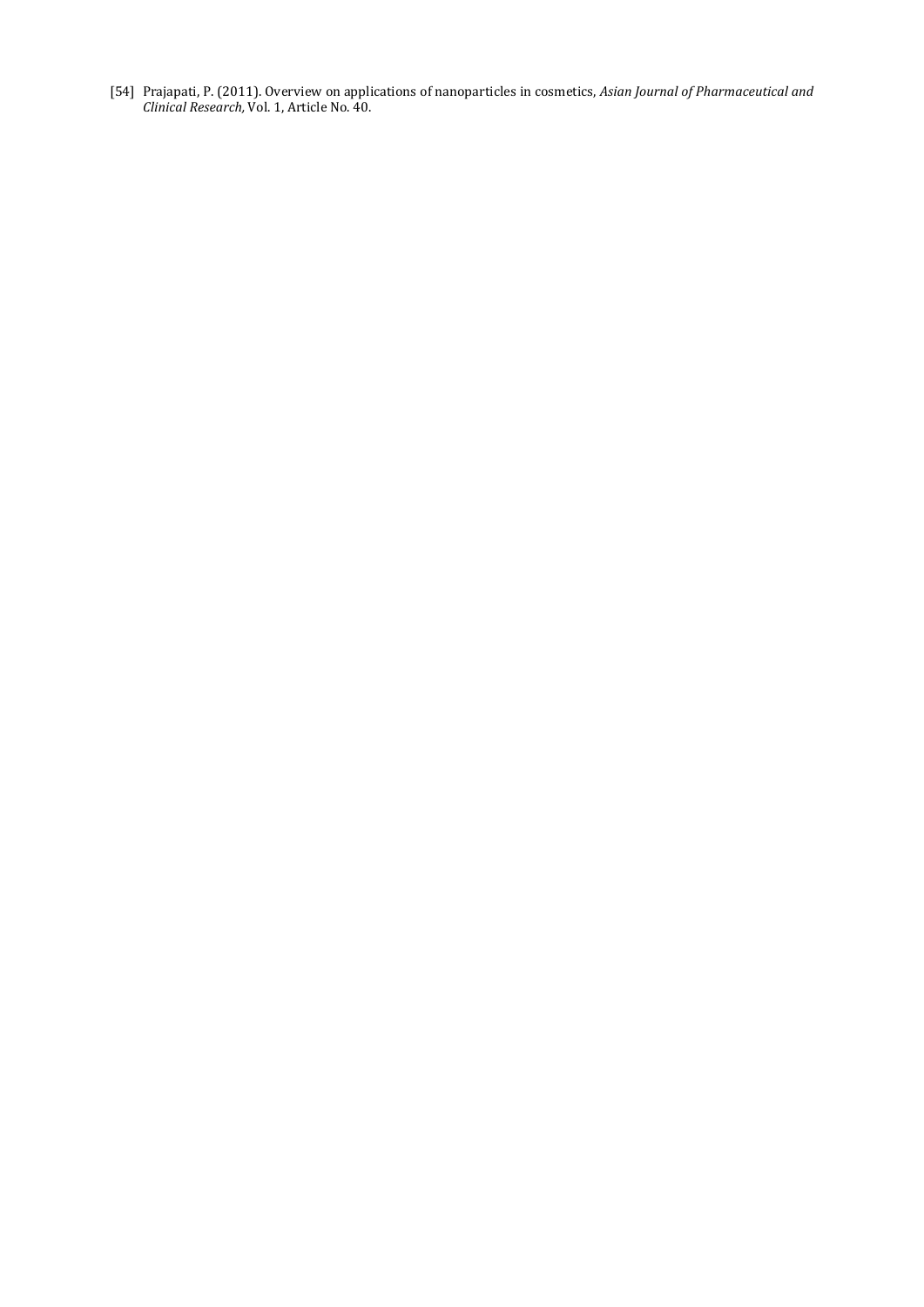[54] Prajapati, P. (2011). Overview on applications of nanoparticles in cosmetics, *Asian Journal of Pharmaceutical and Clinical Research,* Vol. 1, Article No. 40.